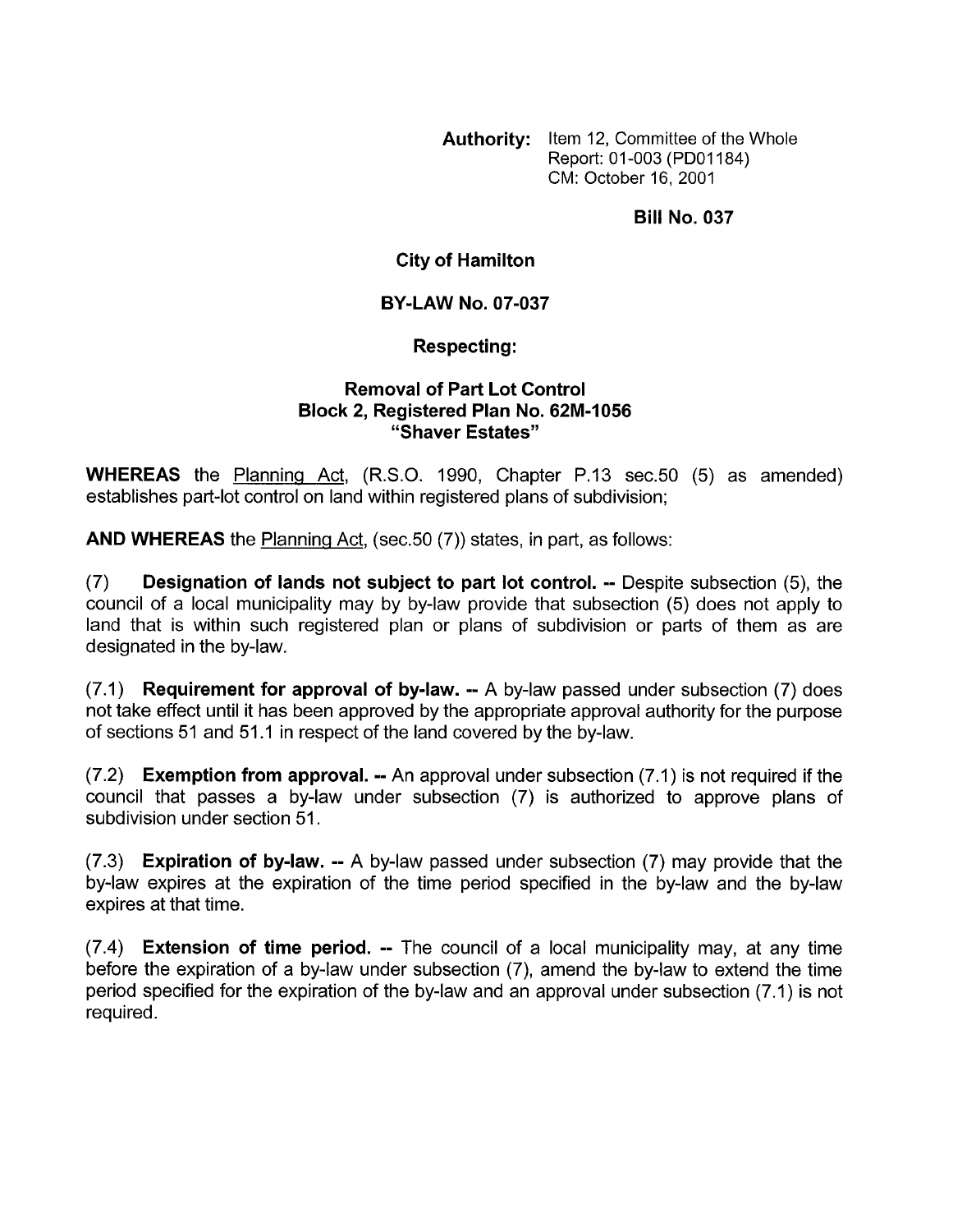**Authority:** Item 12, Committee of the Whole
Report: 01-003 (PD01184)
CM: October 16, 2001

**Bill No. 037**

**City of Hamilton**

**BY-LAW No. 07-037**

**Respecting:**

**Removal of Part Lot Control**
**Block 2, Registered Plan No. 62M-1056**
**"Shaver Estates"**

**WHEREAS** the Planning Act, (R.S.O. 1990, Chapter P.13 sec.50 (5) as amended) establishes part-lot control on land within registered plans of subdivision;

**AND WHEREAS** the Planning Act, (sec.50 (7)) states, in part, as follows:

(7) **Designation of lands not subject to part lot control. --** Despite subsection (5), the council of a local municipality may by by-law provide that subsection (5) does not apply to land that is within such registered plan or plans of subdivision or parts of them as are designated in the by-law.

(7.1) **Requirement for approval of by-law. --** A by-law passed under subsection (7) does not take effect until it has been approved by the appropriate approval authority for the purpose of sections 51 and 51.1 in respect of the land covered by the by-law.

(7.2) **Exemption from approval. --** An approval under subsection (7.1) is not required if the council that passes a by-law under subsection (7) is authorized to approve plans of subdivision under section 51.

(7.3) **Expiration of by-law. --** A by-law passed under subsection (7) may provide that the by-law expires at the expiration of the time period specified in the by-law and the by-law expires at that time.

(7.4) **Extension of time period. --** The council of a local municipality may, at any time before the expiration of a by-law under subsection (7), amend the by-law to extend the time period specified for the expiration of the by-law and an approval under subsection (7.1) is not required.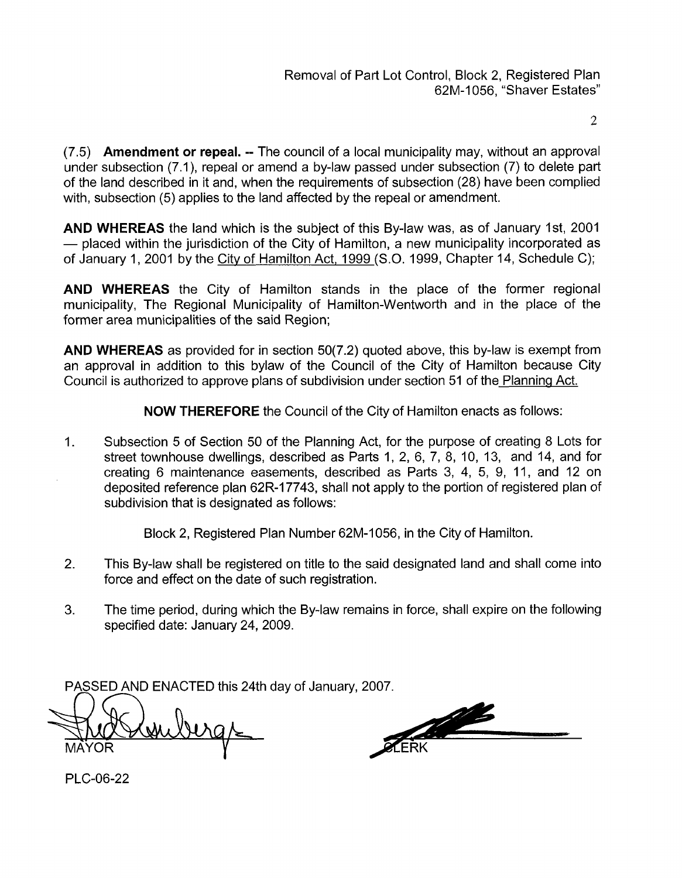(7.5) **Amendment or repeal.** -- The council of a local municipality may, without an approval under subsection (7.1), repeal or amend a by-law passed under subsection (7) to delete part of the land described in it and, when the requirements of subsection (28) have been complied with, subsection (5) applies to the land affected by the repeal or amendment.

**AND WHEREAS** the land which is the subject of this By-law was, as of January 1st, 2001 — placed within the jurisdiction of the City of Hamilton, a new municipality incorporated as of January 1, 2001 by the City of Hamilton Act, 1999 (S.O. 1999, Chapter 14, Schedule C);

**AND WHEREAS** the City of Hamilton stands in the place of the former regional municipality, The Regional Municipality of Hamilton-Wentworth and in the place of the former area municipalities of the said Region;

**AND WHEREAS** as provided for in section 50(7.2) quoted above, this by-law is exempt from an approval in addition to this bylaw of the Council of the City of Hamilton because City Council is authorized to approve plans of subdivision under section 51 of the Planning Act.

**NOW THEREFORE** the Council of the City of Hamilton enacts as follows:

1. Subsection 5 of Section 50 of the Planning Act, for the purpose of creating 8 Lots for street townhouse dwellings, described as Parts 1, 2, 6, 7, 8, 10, 13, and 14, and for creating 6 maintenance easements, described as Parts 3, 4, 5, 9, 11, and 12 on deposited reference plan 62R-17743, shall not apply to the portion of registered plan of subdivision that is designated as follows:

   Block 2, Registered Plan Number 62M-1056, in the City of Hamilton.

2. This By-law shall be registered on title to the said designated land and shall come into force and effect on the date of such registration.

3. The time period, during which the By-law remains in force, shall expire on the following specified date: January 24, 2009.

PASSED AND ENACTED this 24th day of January, 2007.

MAYOR

CLERK

PLC-06-22